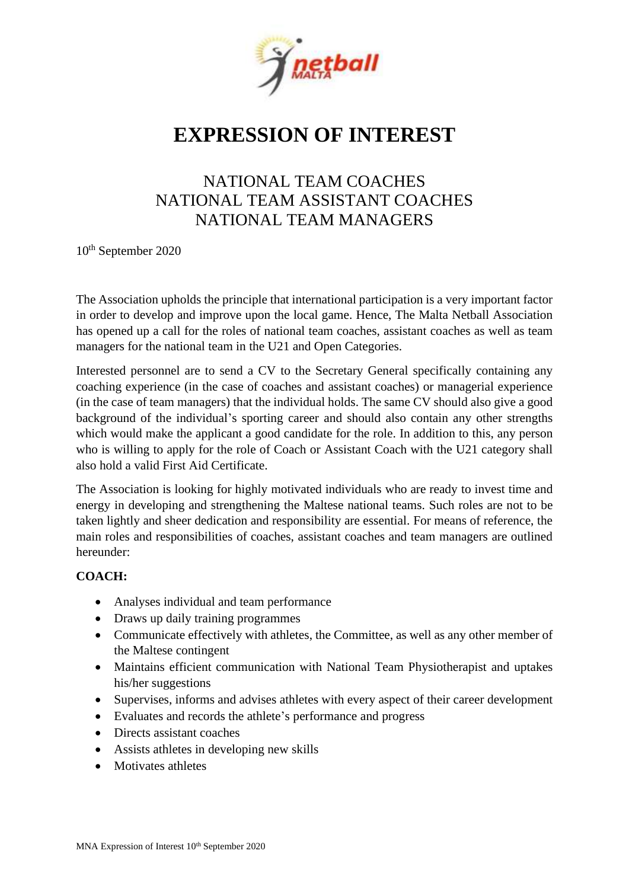# EXPRESSION OF INTEREST

## NATIONAL TEAM COACHES
## NATIONAL TEAM ASSISTANT COACHES
## NATIONAL TEAM MANAGERS

10th September 2020

The Association upholds the principle that international participation is a very important factor in order to develop and improve upon the local game. Hence, The Malta Netball Association has opened up a call for the roles of national team coaches, assistant coaches as well as team managers for the national team in the U21 and Open Categories.

Interested personnel are to send a CV to the Secretary General specifically containing any coaching experience (in the case of coaches and assistant coaches) or managerial experience (in the case of team managers) that the individual holds. The same CV should also give a good background of the individual's sporting career and should also contain any other strengths which would make the applicant a good candidate for the role. In addition to this, any person who is willing to apply for the role of Coach or Assistant Coach with the U21 category shall also hold a valid First Aid Certificate.

The Association is looking for highly motivated individuals who are ready to invest time and energy in developing and strengthening the Maltese national teams. Such roles are not to be taken lightly and sheer dedication and responsibility are essential. For means of reference, the main roles and responsibilities of coaches, assistant coaches and team managers are outlined hereunder:

**COACH:**

- Analyses individual and team performance
- Draws up daily training programmes
- Communicate effectively with athletes, the Committee, as well as any other member of the Maltese contingent
- Maintains efficient communication with National Team Physiotherapist and uptakes his/her suggestions
- Supervises, informs and advises athletes with every aspect of their career development
- Evaluates and records the athlete's performance and progress
- Directs assistant coaches
- Assists athletes in developing new skills
- Motivates athletes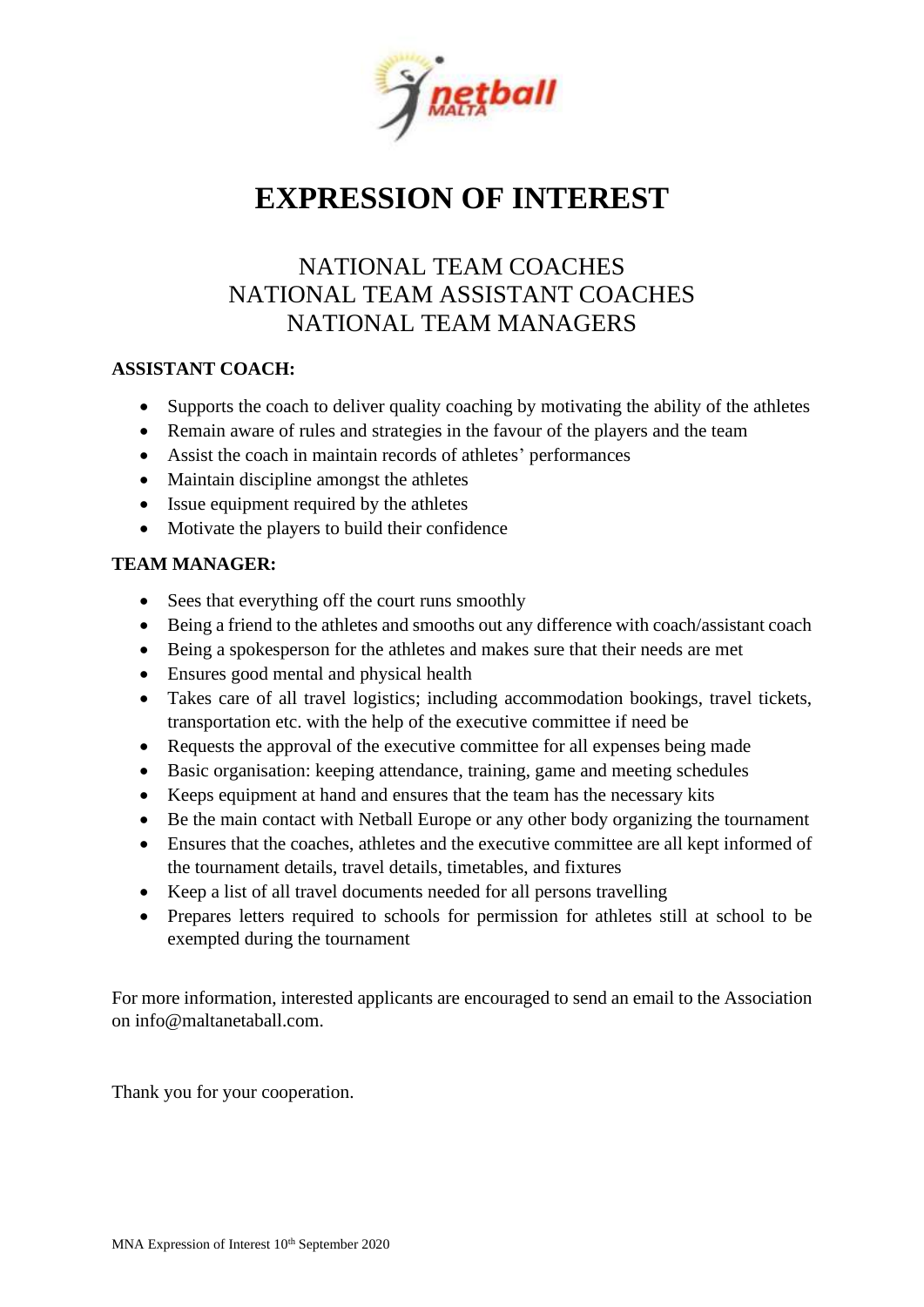# EXPRESSION OF INTEREST

## NATIONAL TEAM COACHES
## NATIONAL TEAM ASSISTANT COACHES
## NATIONAL TEAM MANAGERS

**ASSISTANT COACH:**

- Supports the coach to deliver quality coaching by motivating the ability of the athletes
- Remain aware of rules and strategies in the favour of the players and the team
- Assist the coach in maintain records of athletes' performances
- Maintain discipline amongst the athletes
- Issue equipment required by the athletes
- Motivate the players to build their confidence

**TEAM MANAGER:**

- Sees that everything off the court runs smoothly
- Being a friend to the athletes and smooths out any difference with coach/assistant coach
- Being a spokesperson for the athletes and makes sure that their needs are met
- Ensures good mental and physical health
- Takes care of all travel logistics; including accommodation bookings, travel tickets, transportation etc. with the help of the executive committee if need be
- Requests the approval of the executive committee for all expenses being made
- Basic organisation: keeping attendance, training, game and meeting schedules
- Keeps equipment at hand and ensures that the team has the necessary kits
- Be the main contact with Netball Europe or any other body organizing the tournament
- Ensures that the coaches, athletes and the executive committee are all kept informed of the tournament details, travel details, timetables, and fixtures
- Keep a list of all travel documents needed for all persons travelling
- Prepares letters required to schools for permission for athletes still at school to be exempted during the tournament

For more information, interested applicants are encouraged to send an email to the Association on info@maltanetaball.com.

Thank you for your cooperation.